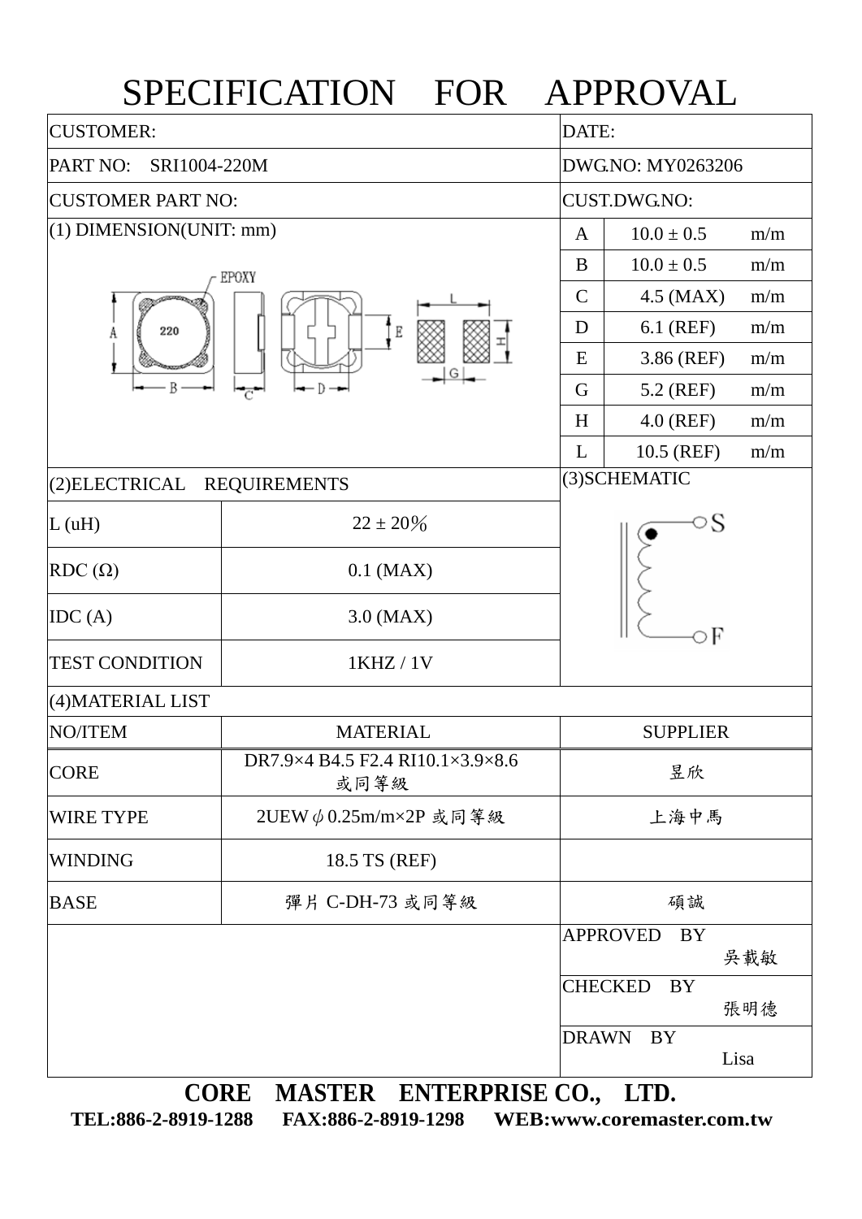# SPECIFICATION FOR APPROVAL

| CUSTOMER: | DATE: |
|---|---|
| PART NO: SRI1004-220M | DWG.NO: MY0263206 |
| CUSTOMER PART NO: | CUST.DWG.NO: |

## (1) DIMENSION(UNIT: mm)

| | | |
|---|---|---|
| A | 10.0 ± 0.5 | m/m |
| B | 10.0 ± 0.5 | m/m |
| C | 4.5 (MAX) | m/m |
| D | 6.1 (REF) | m/m |
| E | 3.86 (REF) | m/m |
| G | 5.2 (REF) | m/m |
| H | 4.0 (REF) | m/m |
| L | 10.5 (REF) | m/m |

## (2)ELECTRICAL REQUIREMENTS

| | |
|---|---|
| L (uH) | 22 ± 20% |
| RDC (Ω) | 0.1 (MAX) |
| IDC (A) | 3.0 (MAX) |
| TEST CONDITION | 1KHZ / 1V |

## (3)SCHEMATIC

S

F

## (4)MATERIAL LIST

| NO/ITEM | MATERIAL | SUPPLIER |
|---|---|---|
| CORE | DR7.9×4 B4.5 F2.4 RI10.1×3.9×8.6 或同等級 | 昱欣 |
| WIRE TYPE | 2UEW $\phi$ 0.25m/m×2P 或同等級 | 上海中馬 |
| WINDING | 18.5 TS (REF) | |
| BASE | 彈片 C-DH-73 或同等級 | 碩誠 |

| | |
|---|---|
| APPROVED BY | 吳載敏 |
| CHECKED BY | 張明德 |
| DRAWN BY | Lisa |

**CORE MASTER ENTERPRISE CO., LTD.**

**TEL:886-2-8919-1288 FAX:886-2-8919-1298 WEB:www.coremaster.com.tw**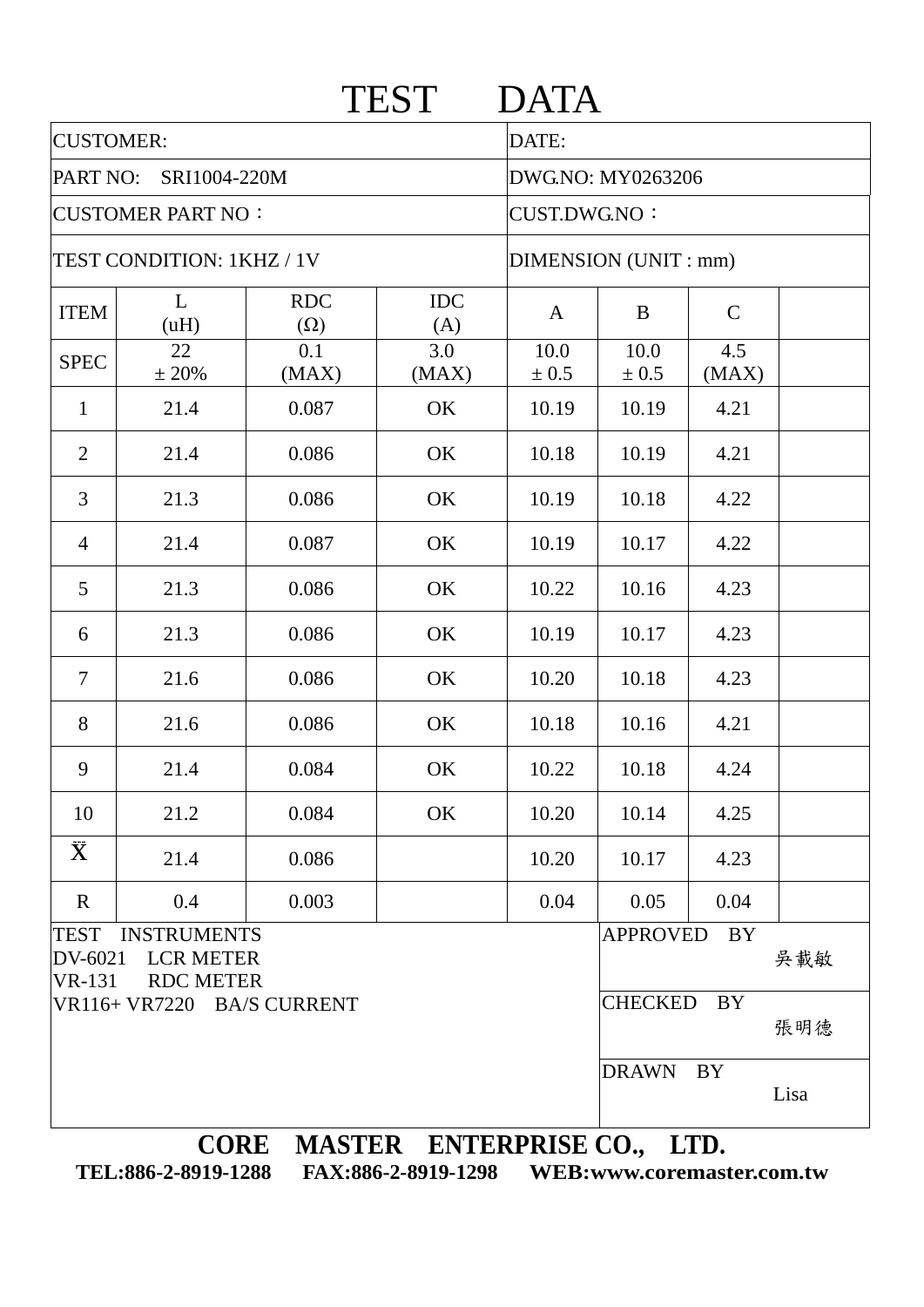# TEST DATA

| CUSTOMER: | | | | DATE: | | | |
|---|---|---|---|---|---|---|---|
| PART NO: SRI1004-220M | | | | DWG.NO: MY0263206 | | | |
| CUSTOMER PART NO： | | | | CUST.DWG.NO： | | | |
| TEST CONDITION: 1KHZ / 1V | | | | DIMENSION (UNIT : mm) | | | |
| ITEM | L (uH) | RDC (Ω) | IDC (A) | A | B | C | |
| SPEC | 22 ± 20% | 0.1 (MAX) | 3.0 (MAX) | 10.0 ± 0.5 | 10.0 ± 0.5 | 4.5 (MAX) | |
| 1 | 21.4 | 0.087 | OK | 10.19 | 10.19 | 4.21 | |
| 2 | 21.4 | 0.086 | OK | 10.18 | 10.19 | 4.21 | |
| 3 | 21.3 | 0.086 | OK | 10.19 | 10.18 | 4.22 | |
| 4 | 21.4 | 0.087 | OK | 10.19 | 10.17 | 4.22 | |
| 5 | 21.3 | 0.086 | OK | 10.22 | 10.16 | 4.23 | |
| 6 | 21.3 | 0.086 | OK | 10.19 | 10.17 | 4.23 | |
| 7 | 21.6 | 0.086 | OK | 10.20 | 10.18 | 4.23 | |
| 8 | 21.6 | 0.086 | OK | 10.18 | 10.16 | 4.21 | |
| 9 | 21.4 | 0.084 | OK | 10.22 | 10.18 | 4.24 | |
| 10 | 21.2 | 0.084 | OK | 10.20 | 10.14 | 4.25 | |
| $\bar{\bar{X}}$ | 21.4 | 0.086 | | 10.20 | 10.17 | 4.23 | |
| R | 0.4 | 0.003 | | 0.04 | 0.05 | 0.04 | |

| TEST INSTRUMENTS | APPROVED BY |
|---|---|
| DV-6021 LCR METER<br>VR-131 RDC METER<br>VR116+ VR7220 BA/S CURRENT | 吳載敏 |
| | CHECKED BY<br>張明德 |
| | DRAWN BY<br>Lisa |

**CORE MASTER ENTERPRISE CO., LTD.**

**TEL:886-2-8919-1288 FAX:886-2-8919-1298 WEB:www.coremaster.com.tw**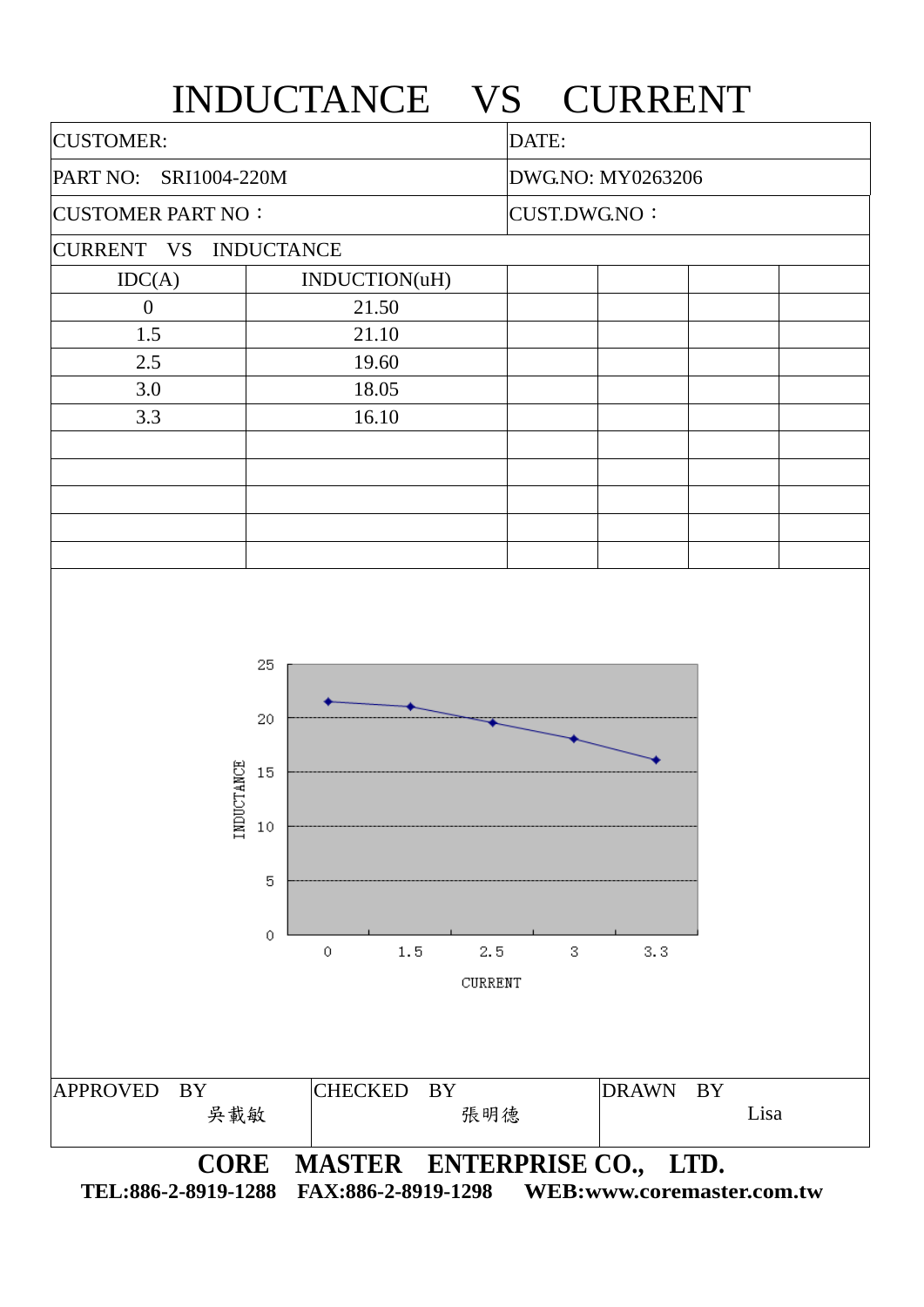# INDUCTANCE VS CURRENT

| | |
|---|---|
| CUSTOMER: | DATE: |
| PART NO: SRI1004-220M | DWG.NO: MY0263206 |
| CUSTOMER PART NO： | CUST.DWG.NO： |

CURRENT VS INDUCTANCE

| IDC(A) | INDUCTION(uH) | | | | |
|---|---|---|---|---|---|
| 0 | 21.50 | | | | |
| 1.5 | 21.10 | | | | |
| 2.5 | 19.60 | | | | |
| 3.0 | 18.05 | | | | |
| 3.3 | 16.10 | | | | |
| | | | | | |
| | | | | | |
| | | | | | |
| | | | | | |
| | | | | | |

INDUCTANCE

25

20

15

10

5

0

0 1.5 2.5 3 3.3

CURRENT

| APPROVED BY | CHECKED BY | DRAWN BY |
|---|---|---|
| 吳載敏 | 張明德 | Lisa |

**CORE MASTER ENTERPRISE CO., LTD.**

**TEL:886-2-8919-1288 FAX:886-2-8919-1298 WEB:www.coremaster.com.tw**